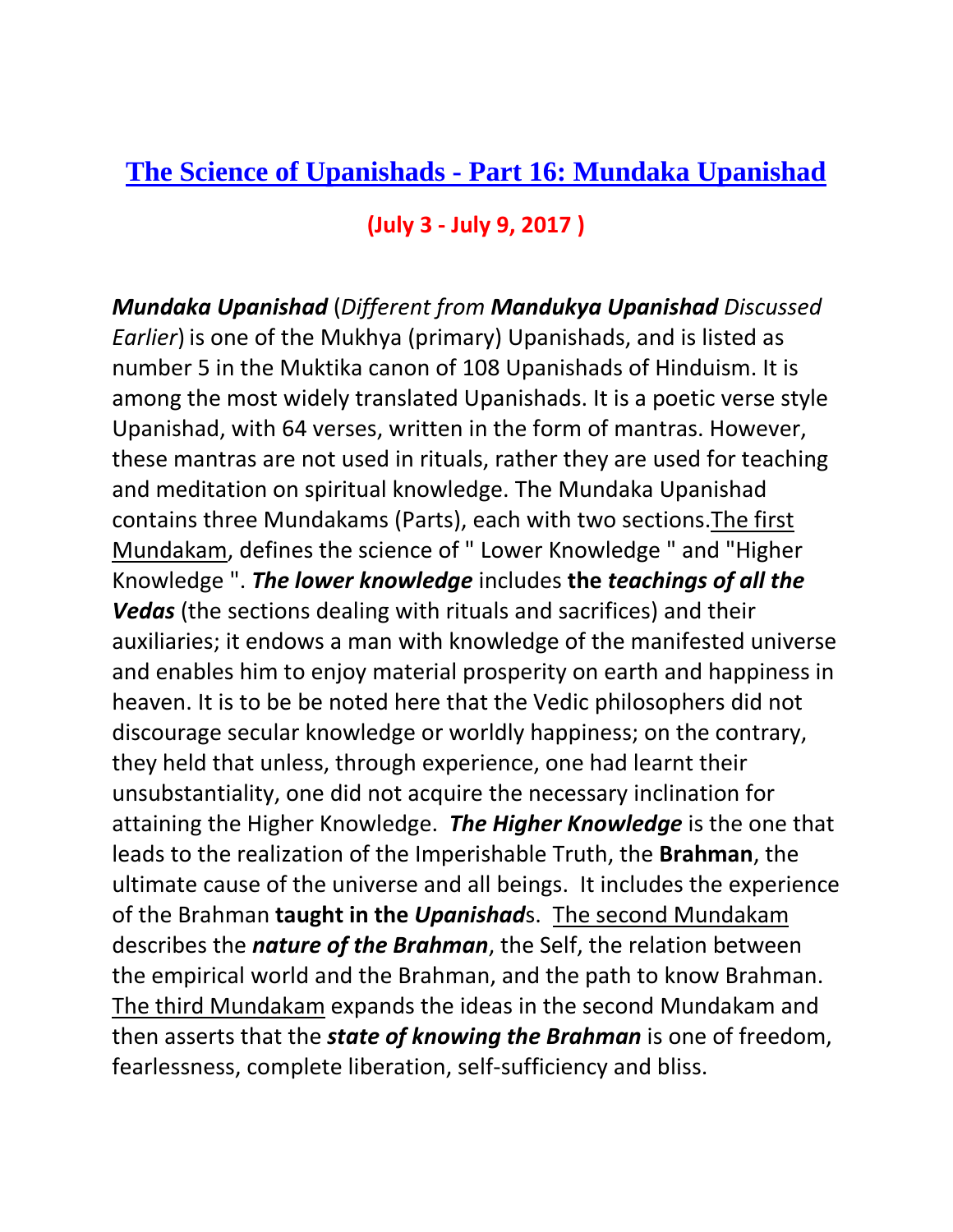# [The Science of Upanishads - Part 16: Mundaka Upanishad]

**(July 3 - July 9, 2017 )**

***Mundaka Upanishad*** (*Different from* ***Mandukya Upanishad*** *Discussed Earlier*) is one of the Mukhya (primary) Upanishads, and is listed as number 5 in the Muktika canon of 108 Upanishads of Hinduism. It is among the most widely translated Upanishads. It is a poetic verse style Upanishad, with 64 verses, written in the form of mantras. However, these mantras are not used in rituals, rather they are used for teaching and meditation on spiritual knowledge. The Mundaka Upanishad contains three Mundakams (Parts), each with two sections. <u>The first Mundakam</u>, defines the science of " Lower Knowledge " and "Higher Knowledge ". ***The lower knowledge*** includes **the *teachings of all the Vedas*** (the sections dealing with rituals and sacrifices) and their auxiliaries; it endows a man with knowledge of the manifested universe and enables him to enjoy material prosperity on earth and happiness in heaven. It is to be be noted here that the Vedic philosophers did not discourage secular knowledge or worldly happiness; on the contrary, they held that unless, through experience, one had learnt their unsubstantiality, one did not acquire the necessary inclination for attaining the Higher Knowledge. ***The Higher Knowledge*** is the one that leads to the realization of the Imperishable Truth, the **Brahman**, the ultimate cause of the universe and all beings. It includes the experience of the Brahman **taught in the *Upanishad***s. <u>The second Mundakam</u> describes the ***nature of the Brahman***, the Self, the relation between the empirical world and the Brahman, and the path to know Brahman. <u>The third Mundakam</u> expands the ideas in the second Mundakam and then asserts that the ***state of knowing the Brahman*** is one of freedom, fearlessness, complete liberation, self-sufficiency and bliss.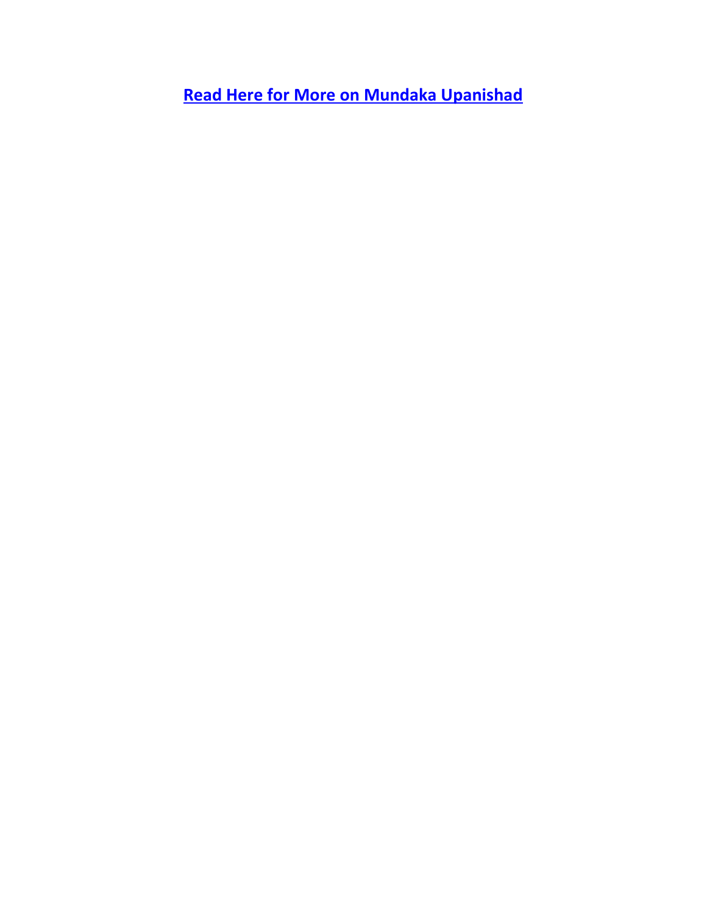**[Read Here for More on Mundaka Upanishad]()**